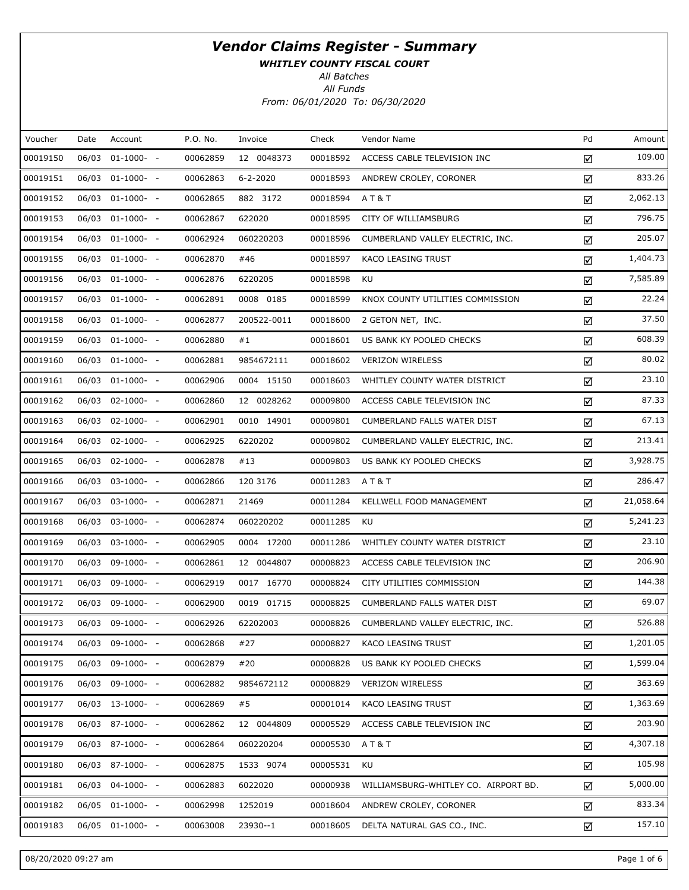# Vendor Claims Register - Summary

***WHITLEY COUNTY FISCAL COURT***

*All Batches*

*All Funds*

*From: 06/01/2020 To: 06/30/2020*

| Voucher | Date | Account | P.O. No. | Invoice | Check | Vendor Name | Pd | Amount |
|---|---|---|---|---|---|---|---|---|
| 00019150 | 06/03 | 01-1000- - | 00062859 | 12 0048373 | 00018592 | ACCESS CABLE TELEVISION INC | ☑ | 109.00 |
| 00019151 | 06/03 | 01-1000- - | 00062863 | 6-2-2020 | 00018593 | ANDREW CROLEY, CORONER | ☑ | 833.26 |
| 00019152 | 06/03 | 01-1000- - | 00062865 | 882 3172 | 00018594 | A T & T | ☑ | 2,062.13 |
| 00019153 | 06/03 | 01-1000- - | 00062867 | 622020 | 00018595 | CITY OF WILLIAMSBURG | ☑ | 796.75 |
| 00019154 | 06/03 | 01-1000- - | 00062924 | 060220203 | 00018596 | CUMBERLAND VALLEY ELECTRIC, INC. | ☑ | 205.07 |
| 00019155 | 06/03 | 01-1000- - | 00062870 | #46 | 00018597 | KACO LEASING TRUST | ☑ | 1,404.73 |
| 00019156 | 06/03 | 01-1000- - | 00062876 | 6220205 | 00018598 | KU | ☑ | 7,585.89 |
| 00019157 | 06/03 | 01-1000- - | 00062891 | 0008 0185 | 00018599 | KNOX COUNTY UTILITIES COMMISSION | ☑ | 22.24 |
| 00019158 | 06/03 | 01-1000- - | 00062877 | 200522-0011 | 00018600 | 2 GETON NET, INC. | ☑ | 37.50 |
| 00019159 | 06/03 | 01-1000- - | 00062880 | #1 | 00018601 | US BANK KY POOLED CHECKS | ☑ | 608.39 |
| 00019160 | 06/03 | 01-1000- - | 00062881 | 9854672111 | 00018602 | VERIZON WIRELESS | ☑ | 80.02 |
| 00019161 | 06/03 | 01-1000- - | 00062906 | 0004 15150 | 00018603 | WHITLEY COUNTY WATER DISTRICT | ☑ | 23.10 |
| 00019162 | 06/03 | 02-1000- - | 00062860 | 12 0028262 | 00009800 | ACCESS CABLE TELEVISION INC | ☑ | 87.33 |
| 00019163 | 06/03 | 02-1000- - | 00062901 | 0010 14901 | 00009801 | CUMBERLAND FALLS WATER DIST | ☑ | 67.13 |
| 00019164 | 06/03 | 02-1000- - | 00062925 | 6220202 | 00009802 | CUMBERLAND VALLEY ELECTRIC, INC. | ☑ | 213.41 |
| 00019165 | 06/03 | 02-1000- - | 00062878 | #13 | 00009803 | US BANK KY POOLED CHECKS | ☑ | 3,928.75 |
| 00019166 | 06/03 | 03-1000- - | 00062866 | 120 3176 | 00011283 | A T & T | ☑ | 286.47 |
| 00019167 | 06/03 | 03-1000- - | 00062871 | 21469 | 00011284 | KELLWELL FOOD MANAGEMENT | ☑ | 21,058.64 |
| 00019168 | 06/03 | 03-1000- - | 00062874 | 060220202 | 00011285 | KU | ☑ | 5,241.23 |
| 00019169 | 06/03 | 03-1000- - | 00062905 | 0004 17200 | 00011286 | WHITLEY COUNTY WATER DISTRICT | ☑ | 23.10 |
| 00019170 | 06/03 | 09-1000- - | 00062861 | 12 0044807 | 00008823 | ACCESS CABLE TELEVISION INC | ☑ | 206.90 |
| 00019171 | 06/03 | 09-1000- - | 00062919 | 0017 16770 | 00008824 | CITY UTILITIES COMMISSION | ☑ | 144.38 |
| 00019172 | 06/03 | 09-1000- - | 00062900 | 0019 01715 | 00008825 | CUMBERLAND FALLS WATER DIST | ☑ | 69.07 |
| 00019173 | 06/03 | 09-1000- - | 00062926 | 62202003 | 00008826 | CUMBERLAND VALLEY ELECTRIC, INC. | ☑ | 526.88 |
| 00019174 | 06/03 | 09-1000- - | 00062868 | #27 | 00008827 | KACO LEASING TRUST | ☑ | 1,201.05 |
| 00019175 | 06/03 | 09-1000- - | 00062879 | #20 | 00008828 | US BANK KY POOLED CHECKS | ☑ | 1,599.04 |
| 00019176 | 06/03 | 09-1000- - | 00062882 | 9854672112 | 00008829 | VERIZON WIRELESS | ☑ | 363.69 |
| 00019177 | 06/03 | 13-1000- - | 00062869 | #5 | 00001014 | KACO LEASING TRUST | ☑ | 1,363.69 |
| 00019178 | 06/03 | 87-1000- - | 00062862 | 12 0044809 | 00005529 | ACCESS CABLE TELEVISION INC | ☑ | 203.90 |
| 00019179 | 06/03 | 87-1000- - | 00062864 | 060220204 | 00005530 | A T & T | ☑ | 4,307.18 |
| 00019180 | 06/03 | 87-1000- - | 00062875 | 1533 9074 | 00005531 | KU | ☑ | 105.98 |
| 00019181 | 06/03 | 04-1000- - | 00062883 | 6022020 | 00000938 | WILLIAMSBURG-WHITLEY CO. AIRPORT BD. | ☑ | 5,000.00 |
| 00019182 | 06/05 | 01-1000- - | 00062998 | 1252019 | 00018604 | ANDREW CROLEY, CORONER | ☑ | 833.34 |
| 00019183 | 06/05 | 01-1000- - | 00063008 | 23930--1 | 00018605 | DELTA NATURAL GAS CO., INC. | ☑ | 157.10 |

08/20/2020 09:27 am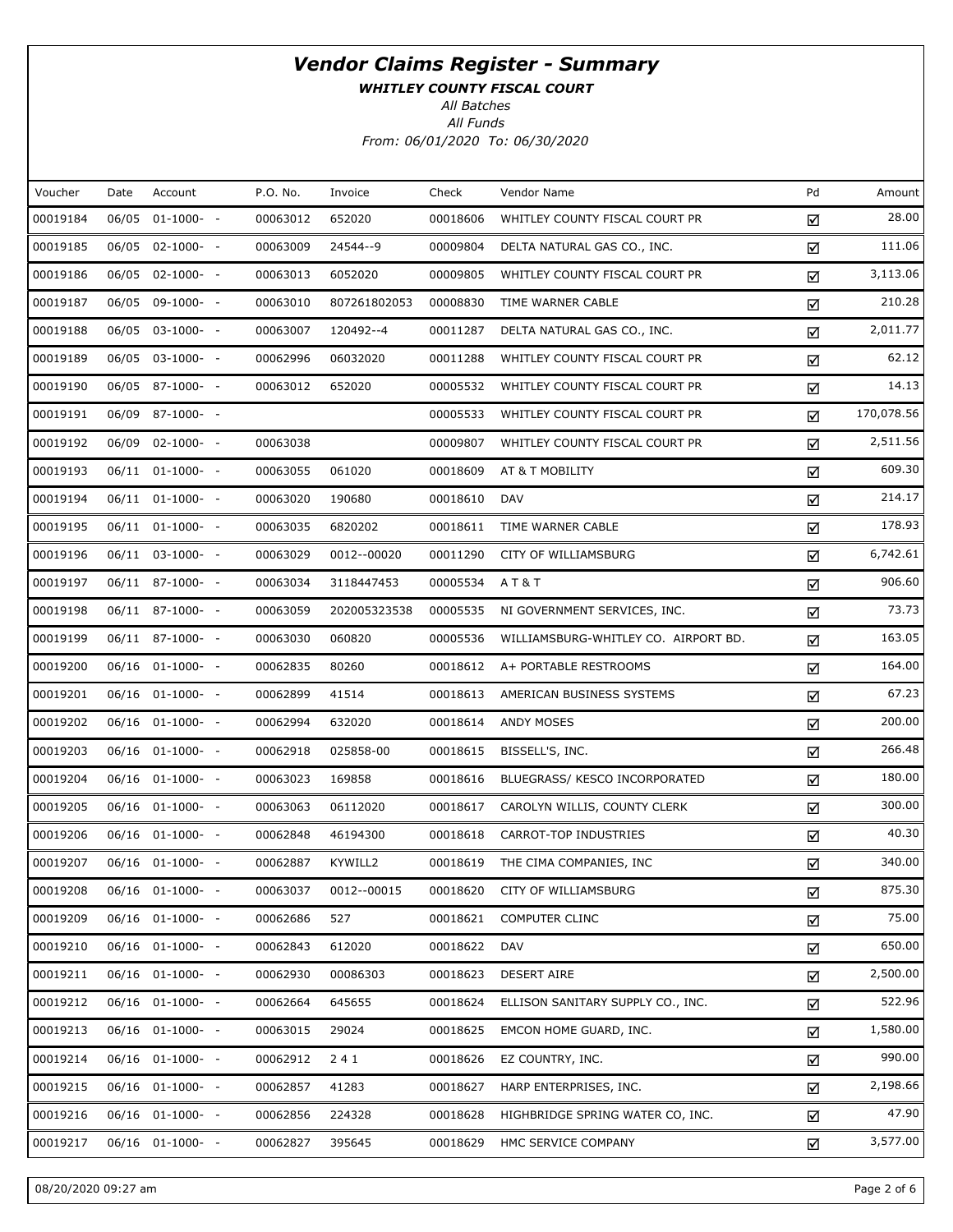# Vendor Claims Register - Summary

***WHITLEY COUNTY FISCAL COURT***

*All Batches*

*All Funds*

*From: 06/01/2020 To: 06/30/2020*

| Voucher | Date | Account | P.O. No. | Invoice | Check | Vendor Name | Pd | Amount |
|---|---|---|---|---|---|---|---|---|
| 00019184 | 06/05 | 01-1000- - | 00063012 | 652020 | 00018606 | WHITLEY COUNTY FISCAL COURT PR | ☑ | 28.00 |
| 00019185 | 06/05 | 02-1000- - | 00063009 | 24544--9 | 00009804 | DELTA NATURAL GAS CO., INC. | ☑ | 111.06 |
| 00019186 | 06/05 | 02-1000- - | 00063013 | 6052020 | 00009805 | WHITLEY COUNTY FISCAL COURT PR | ☑ | 3,113.06 |
| 00019187 | 06/05 | 09-1000- - | 00063010 | 807261802053 | 00008830 | TIME WARNER CABLE | ☑ | 210.28 |
| 00019188 | 06/05 | 03-1000- - | 00063007 | 120492--4 | 00011287 | DELTA NATURAL GAS CO., INC. | ☑ | 2,011.77 |
| 00019189 | 06/05 | 03-1000- - | 00062996 | 06032020 | 00011288 | WHITLEY COUNTY FISCAL COURT PR | ☑ | 62.12 |
| 00019190 | 06/05 | 87-1000- - | 00063012 | 652020 | 00005532 | WHITLEY COUNTY FISCAL COURT PR | ☑ | 14.13 |
| 00019191 | 06/09 | 87-1000- - | | | 00005533 | WHITLEY COUNTY FISCAL COURT PR | ☑ | 170,078.56 |
| 00019192 | 06/09 | 02-1000- - | 00063038 | | 00009807 | WHITLEY COUNTY FISCAL COURT PR | ☑ | 2,511.56 |
| 00019193 | 06/11 | 01-1000- - | 00063055 | 061020 | 00018609 | AT & T MOBILITY | ☑ | 609.30 |
| 00019194 | 06/11 | 01-1000- - | 00063020 | 190680 | 00018610 | DAV | ☑ | 214.17 |
| 00019195 | 06/11 | 01-1000- - | 00063035 | 6820202 | 00018611 | TIME WARNER CABLE | ☑ | 178.93 |
| 00019196 | 06/11 | 03-1000- - | 00063029 | 0012--00020 | 00011290 | CITY OF WILLIAMSBURG | ☑ | 6,742.61 |
| 00019197 | 06/11 | 87-1000- - | 00063034 | 3118447453 | 00005534 | A T & T | ☑ | 906.60 |
| 00019198 | 06/11 | 87-1000- - | 00063059 | 202005323538 | 00005535 | NI GOVERNMENT SERVICES, INC. | ☑ | 73.73 |
| 00019199 | 06/11 | 87-1000- - | 00063030 | 060820 | 00005536 | WILLIAMSBURG-WHITLEY CO. AIRPORT BD. | ☑ | 163.05 |
| 00019200 | 06/16 | 01-1000- - | 00062835 | 80260 | 00018612 | A+ PORTABLE RESTROOMS | ☑ | 164.00 |
| 00019201 | 06/16 | 01-1000- - | 00062899 | 41514 | 00018613 | AMERICAN BUSINESS SYSTEMS | ☑ | 67.23 |
| 00019202 | 06/16 | 01-1000- - | 00062994 | 632020 | 00018614 | ANDY MOSES | ☑ | 200.00 |
| 00019203 | 06/16 | 01-1000- - | 00062918 | 025858-00 | 00018615 | BISSELL'S, INC. | ☑ | 266.48 |
| 00019204 | 06/16 | 01-1000- - | 00063023 | 169858 | 00018616 | BLUEGRASS/ KESCO INCORPORATED | ☑ | 180.00 |
| 00019205 | 06/16 | 01-1000- - | 00063063 | 06112020 | 00018617 | CAROLYN WILLIS, COUNTY CLERK | ☑ | 300.00 |
| 00019206 | 06/16 | 01-1000- - | 00062848 | 46194300 | 00018618 | CARROT-TOP INDUSTRIES | ☑ | 40.30 |
| 00019207 | 06/16 | 01-1000- - | 00062887 | KYWILL2 | 00018619 | THE CIMA COMPANIES, INC | ☑ | 340.00 |
| 00019208 | 06/16 | 01-1000- - | 00063037 | 0012--00015 | 00018620 | CITY OF WILLIAMSBURG | ☑ | 875.30 |
| 00019209 | 06/16 | 01-1000- - | 00062686 | 527 | 00018621 | COMPUTER CLINC | ☑ | 75.00 |
| 00019210 | 06/16 | 01-1000- - | 00062843 | 612020 | 00018622 | DAV | ☑ | 650.00 |
| 00019211 | 06/16 | 01-1000- - | 00062930 | 00086303 | 00018623 | DESERT AIRE | ☑ | 2,500.00 |
| 00019212 | 06/16 | 01-1000- - | 00062664 | 645655 | 00018624 | ELLISON SANITARY SUPPLY CO., INC. | ☑ | 522.96 |
| 00019213 | 06/16 | 01-1000- - | 00063015 | 29024 | 00018625 | EMCON HOME GUARD, INC. | ☑ | 1,580.00 |
| 00019214 | 06/16 | 01-1000- - | 00062912 | 2 4 1 | 00018626 | EZ COUNTRY, INC. | ☑ | 990.00 |
| 00019215 | 06/16 | 01-1000- - | 00062857 | 41283 | 00018627 | HARP ENTERPRISES, INC. | ☑ | 2,198.66 |
| 00019216 | 06/16 | 01-1000- - | 00062856 | 224328 | 00018628 | HIGHBRIDGE SPRING WATER CO, INC. | ☑ | 47.90 |
| 00019217 | 06/16 | 01-1000- - | 00062827 | 395645 | 00018629 | HMC SERVICE COMPANY | ☑ | 3,577.00 |

08/20/2020 09:27 am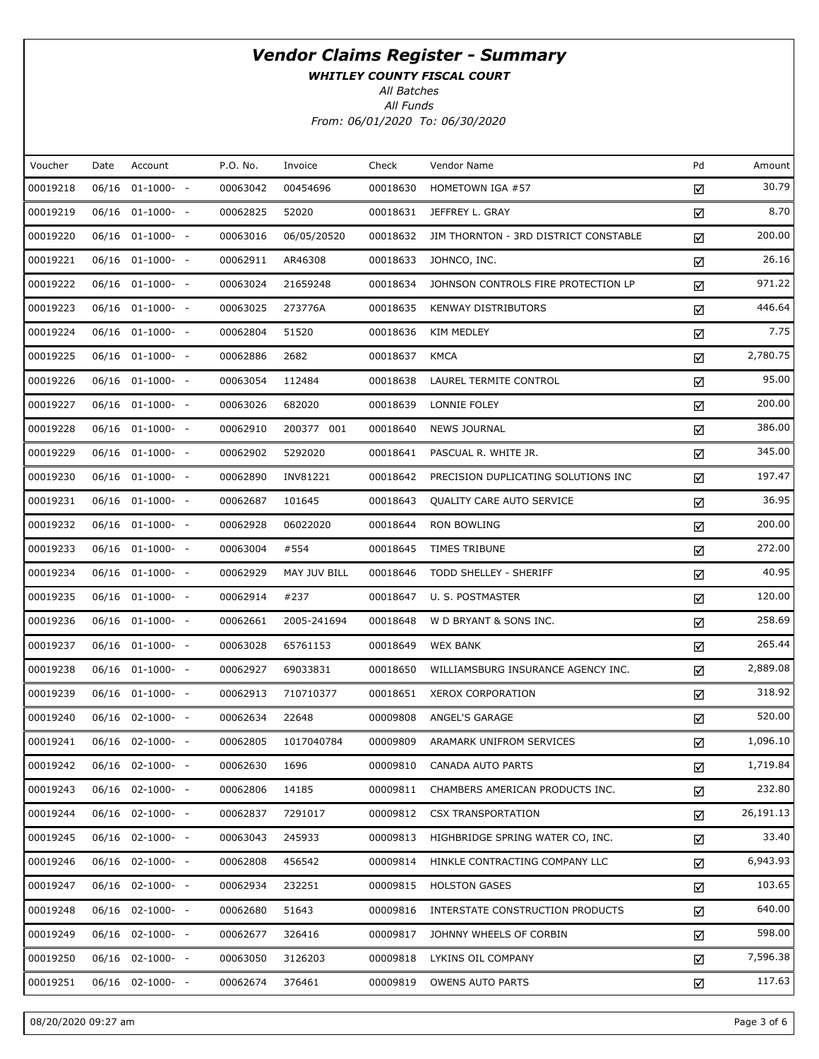# Vendor Claims Register - Summary

***WHITLEY COUNTY FISCAL COURT***

*All Batches*

*All Funds*

*From: 06/01/2020 To: 06/30/2020*

| Voucher | Date | Account | P.O. No. | Invoice | Check | Vendor Name | Pd | Amount |
|---|---|---|---|---|---|---|---|---|
| 00019218 | 06/16 | 01-1000- - | 00063042 | 00454696 | 00018630 | HOMETOWN IGA #57 | ☑ | 30.79 |
| 00019219 | 06/16 | 01-1000- - | 00062825 | 52020 | 00018631 | JEFFREY L. GRAY | ☑ | 8.70 |
| 00019220 | 06/16 | 01-1000- - | 00063016 | 06/05/20520 | 00018632 | JIM THORNTON - 3RD DISTRICT CONSTABLE | ☑ | 200.00 |
| 00019221 | 06/16 | 01-1000- - | 00062911 | AR46308 | 00018633 | JOHNCO, INC. | ☑ | 26.16 |
| 00019222 | 06/16 | 01-1000- - | 00063024 | 21659248 | 00018634 | JOHNSON CONTROLS FIRE PROTECTION LP | ☑ | 971.22 |
| 00019223 | 06/16 | 01-1000- - | 00063025 | 273776A | 00018635 | KENWAY DISTRIBUTORS | ☑ | 446.64 |
| 00019224 | 06/16 | 01-1000- - | 00062804 | 51520 | 00018636 | KIM MEDLEY | ☑ | 7.75 |
| 00019225 | 06/16 | 01-1000- - | 00062886 | 2682 | 00018637 | KMCA | ☑ | 2,780.75 |
| 00019226 | 06/16 | 01-1000- - | 00063054 | 112484 | 00018638 | LAUREL TERMITE CONTROL | ☑ | 95.00 |
| 00019227 | 06/16 | 01-1000- - | 00063026 | 682020 | 00018639 | LONNIE FOLEY | ☑ | 200.00 |
| 00019228 | 06/16 | 01-1000- - | 00062910 | 200377 001 | 00018640 | NEWS JOURNAL | ☑ | 386.00 |
| 00019229 | 06/16 | 01-1000- - | 00062902 | 5292020 | 00018641 | PASCUAL R. WHITE JR. | ☑ | 345.00 |
| 00019230 | 06/16 | 01-1000- - | 00062890 | INV81221 | 00018642 | PRECISION DUPLICATING SOLUTIONS INC | ☑ | 197.47 |
| 00019231 | 06/16 | 01-1000- - | 00062687 | 101645 | 00018643 | QUALITY CARE AUTO SERVICE | ☑ | 36.95 |
| 00019232 | 06/16 | 01-1000- - | 00062928 | 06022020 | 00018644 | RON BOWLING | ☑ | 200.00 |
| 00019233 | 06/16 | 01-1000- - | 00063004 | #554 | 00018645 | TIMES TRIBUNE | ☑ | 272.00 |
| 00019234 | 06/16 | 01-1000- - | 00062929 | MAY JUV BILL | 00018646 | TODD SHELLEY - SHERIFF | ☑ | 40.95 |
| 00019235 | 06/16 | 01-1000- - | 00062914 | #237 | 00018647 | U. S. POSTMASTER | ☑ | 120.00 |
| 00019236 | 06/16 | 01-1000- - | 00062661 | 2005-241694 | 00018648 | W D BRYANT & SONS INC. | ☑ | 258.69 |
| 00019237 | 06/16 | 01-1000- - | 00063028 | 65761153 | 00018649 | WEX BANK | ☑ | 265.44 |
| 00019238 | 06/16 | 01-1000- - | 00062927 | 69033831 | 00018650 | WILLIAMSBURG INSURANCE AGENCY INC. | ☑ | 2,889.08 |
| 00019239 | 06/16 | 01-1000- - | 00062913 | 710710377 | 00018651 | XEROX CORPORATION | ☑ | 318.92 |
| 00019240 | 06/16 | 02-1000- - | 00062634 | 22648 | 00009808 | ANGEL'S GARAGE | ☑ | 520.00 |
| 00019241 | 06/16 | 02-1000- - | 00062805 | 1017040784 | 00009809 | ARAMARK UNIFROM SERVICES | ☑ | 1,096.10 |
| 00019242 | 06/16 | 02-1000- - | 00062630 | 1696 | 00009810 | CANADA AUTO PARTS | ☑ | 1,719.84 |
| 00019243 | 06/16 | 02-1000- - | 00062806 | 14185 | 00009811 | CHAMBERS AMERICAN PRODUCTS INC. | ☑ | 232.80 |
| 00019244 | 06/16 | 02-1000- - | 00062837 | 7291017 | 00009812 | CSX TRANSPORTATION | ☑ | 26,191.13 |
| 00019245 | 06/16 | 02-1000- - | 00063043 | 245933 | 00009813 | HIGHBRIDGE SPRING WATER CO, INC. | ☑ | 33.40 |
| 00019246 | 06/16 | 02-1000- - | 00062808 | 456542 | 00009814 | HINKLE CONTRACTING COMPANY LLC | ☑ | 6,943.93 |
| 00019247 | 06/16 | 02-1000- - | 00062934 | 232251 | 00009815 | HOLSTON GASES | ☑ | 103.65 |
| 00019248 | 06/16 | 02-1000- - | 00062680 | 51643 | 00009816 | INTERSTATE CONSTRUCTION PRODUCTS | ☑ | 640.00 |
| 00019249 | 06/16 | 02-1000- - | 00062677 | 326416 | 00009817 | JOHNNY WHEELS OF CORBIN | ☑ | 598.00 |
| 00019250 | 06/16 | 02-1000- - | 00063050 | 3126203 | 00009818 | LYKINS OIL COMPANY | ☑ | 7,596.38 |
| 00019251 | 06/16 | 02-1000- - | 00062674 | 376461 | 00009819 | OWENS AUTO PARTS | ☑ | 117.63 |

08/20/2020 09:27 am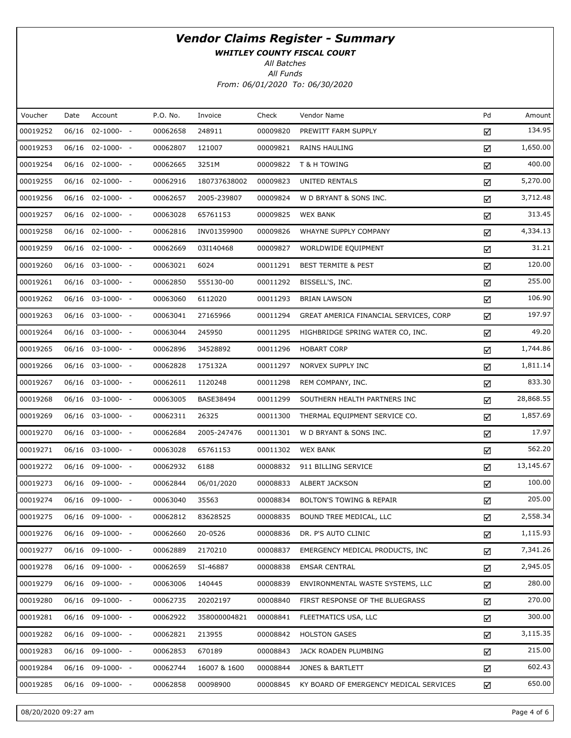# Vendor Claims Register - Summary

***WHITLEY COUNTY FISCAL COURT***

*All Batches*

*All Funds*

*From: 06/01/2020 To: 06/30/2020*

| Voucher | Date | Account | P.O. No. | Invoice | Check | Vendor Name | Pd | Amount |
|---|---|---|---|---|---|---|---|---|
| 00019252 | 06/16 | 02-1000- - | 00062658 | 248911 | 00009820 | PREWITT FARM SUPPLY | ☑ | 134.95 |
| 00019253 | 06/16 | 02-1000- - | 00062807 | 121007 | 00009821 | RAINS HAULING | ☑ | 1,650.00 |
| 00019254 | 06/16 | 02-1000- - | 00062665 | 3251M | 00009822 | T & H TOWING | ☑ | 400.00 |
| 00019255 | 06/16 | 02-1000- - | 00062916 | 180737638002 | 00009823 | UNITED RENTALS | ☑ | 5,270.00 |
| 00019256 | 06/16 | 02-1000- - | 00062657 | 2005-239807 | 00009824 | W D BRYANT & SONS INC. | ☑ | 3,712.48 |
| 00019257 | 06/16 | 02-1000- - | 00063028 | 65761153 | 00009825 | WEX BANK | ☑ | 313.45 |
| 00019258 | 06/16 | 02-1000- - | 00062816 | INV01359900 | 00009826 | WHAYNE SUPPLY COMPANY | ☑ | 4,334.13 |
| 00019259 | 06/16 | 02-1000- - | 00062669 | 03I140468 | 00009827 | WORLDWIDE EQUIPMENT | ☑ | 31.21 |
| 00019260 | 06/16 | 03-1000- - | 00063021 | 6024 | 00011291 | BEST TERMITE & PEST | ☑ | 120.00 |
| 00019261 | 06/16 | 03-1000- - | 00062850 | 555130-00 | 00011292 | BISSELL'S, INC. | ☑ | 255.00 |
| 00019262 | 06/16 | 03-1000- - | 00063060 | 6112020 | 00011293 | BRIAN LAWSON | ☑ | 106.90 |
| 00019263 | 06/16 | 03-1000- - | 00063041 | 27165966 | 00011294 | GREAT AMERICA FINANCIAL SERVICES, CORP | ☑ | 197.97 |
| 00019264 | 06/16 | 03-1000- - | 00063044 | 245950 | 00011295 | HIGHBRIDGE SPRING WATER CO, INC. | ☑ | 49.20 |
| 00019265 | 06/16 | 03-1000- - | 00062896 | 34528892 | 00011296 | HOBART CORP | ☑ | 1,744.86 |
| 00019266 | 06/16 | 03-1000- - | 00062828 | 175132A | 00011297 | NORVEX SUPPLY INC | ☑ | 1,811.14 |
| 00019267 | 06/16 | 03-1000- - | 00062611 | 1120248 | 00011298 | REM COMPANY, INC. | ☑ | 833.30 |
| 00019268 | 06/16 | 03-1000- - | 00063005 | BASE38494 | 00011299 | SOUTHERN HEALTH PARTNERS INC | ☑ | 28,868.55 |
| 00019269 | 06/16 | 03-1000- - | 00062311 | 26325 | 00011300 | THERMAL EQUIPMENT SERVICE CO. | ☑ | 1,857.69 |
| 00019270 | 06/16 | 03-1000- - | 00062684 | 2005-247476 | 00011301 | W D BRYANT & SONS INC. | ☑ | 17.97 |
| 00019271 | 06/16 | 03-1000- - | 00063028 | 65761153 | 00011302 | WEX BANK | ☑ | 562.20 |
| 00019272 | 06/16 | 09-1000- - | 00062932 | 6188 | 00008832 | 911 BILLING SERVICE | ☑ | 13,145.67 |
| 00019273 | 06/16 | 09-1000- - | 00062844 | 06/01/2020 | 00008833 | ALBERT JACKSON | ☑ | 100.00 |
| 00019274 | 06/16 | 09-1000- - | 00063040 | 35563 | 00008834 | BOLTON'S TOWING & REPAIR | ☑ | 205.00 |
| 00019275 | 06/16 | 09-1000- - | 00062812 | 83628525 | 00008835 | BOUND TREE MEDICAL, LLC | ☑ | 2,558.34 |
| 00019276 | 06/16 | 09-1000- - | 00062660 | 20-0526 | 00008836 | DR. P'S AUTO CLINIC | ☑ | 1,115.93 |
| 00019277 | 06/16 | 09-1000- - | 00062889 | 2170210 | 00008837 | EMERGENCY MEDICAL PRODUCTS, INC | ☑ | 7,341.26 |
| 00019278 | 06/16 | 09-1000- - | 00062659 | SI-46887 | 00008838 | EMSAR CENTRAL | ☑ | 2,945.05 |
| 00019279 | 06/16 | 09-1000- - | 00063006 | 140445 | 00008839 | ENVIRONMENTAL WASTE SYSTEMS, LLC | ☑ | 280.00 |
| 00019280 | 06/16 | 09-1000- - | 00062735 | 20202197 | 00008840 | FIRST RESPONSE OF THE BLUEGRASS | ☑ | 270.00 |
| 00019281 | 06/16 | 09-1000- - | 00062922 | 358000004821 | 00008841 | FLEETMATICS USA, LLC | ☑ | 300.00 |
| 00019282 | 06/16 | 09-1000- - | 00062821 | 213955 | 00008842 | HOLSTON GASES | ☑ | 3,115.35 |
| 00019283 | 06/16 | 09-1000- - | 00062853 | 670189 | 00008843 | JACK ROADEN PLUMBING | ☑ | 215.00 |
| 00019284 | 06/16 | 09-1000- - | 00062744 | 16007 & 1600 | 00008844 | JONES & BARTLETT | ☑ | 602.43 |
| 00019285 | 06/16 | 09-1000- - | 00062858 | 00098900 | 00008845 | KY BOARD OF EMERGENCY MEDICAL SERVICES | ☑ | 650.00 |

08/20/2020 09:27 am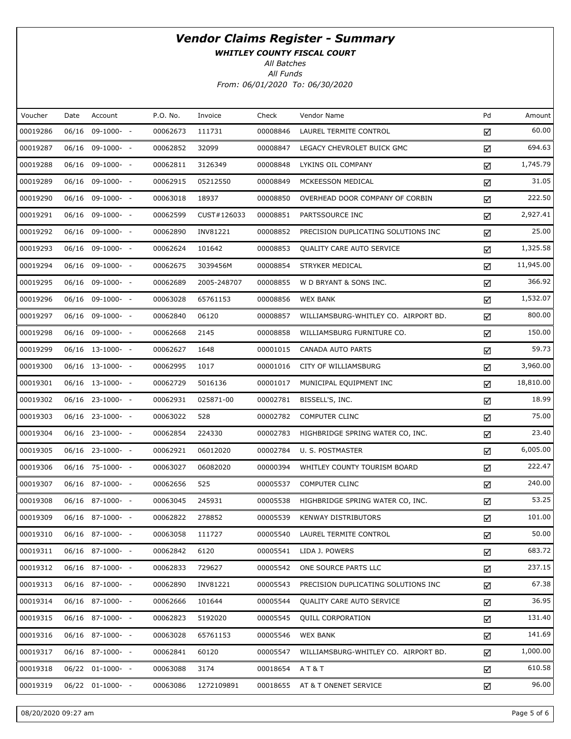# Vendor Claims Register - Summary

***WHITLEY COUNTY FISCAL COURT***

*All Batches*

*All Funds*

*From: 06/01/2020 To: 06/30/2020*

| Voucher | Date | Account | P.O. No. | Invoice | Check | Vendor Name | Pd | Amount |
|---|---|---|---|---|---|---|---|---|
| 00019286 | 06/16 | 09-1000- - | 00062673 | 111731 | 00008846 | LAUREL TERMITE CONTROL | ☑ | 60.00 |
| 00019287 | 06/16 | 09-1000- - | 00062852 | 32099 | 00008847 | LEGACY CHEVROLET BUICK GMC | ☑ | 694.63 |
| 00019288 | 06/16 | 09-1000- - | 00062811 | 3126349 | 00008848 | LYKINS OIL COMPANY | ☑ | 1,745.79 |
| 00019289 | 06/16 | 09-1000- - | 00062915 | 05212550 | 00008849 | MCKEESSON MEDICAL | ☑ | 31.05 |
| 00019290 | 06/16 | 09-1000- - | 00063018 | 18937 | 00008850 | OVERHEAD DOOR COMPANY OF CORBIN | ☑ | 222.50 |
| 00019291 | 06/16 | 09-1000- - | 00062599 | CUST#126033 | 00008851 | PARTSSOURCE INC | ☑ | 2,927.41 |
| 00019292 | 06/16 | 09-1000- - | 00062890 | INV81221 | 00008852 | PRECISION DUPLICATING SOLUTIONS INC | ☑ | 25.00 |
| 00019293 | 06/16 | 09-1000- - | 00062624 | 101642 | 00008853 | QUALITY CARE AUTO SERVICE | ☑ | 1,325.58 |
| 00019294 | 06/16 | 09-1000- - | 00062675 | 3039456M | 00008854 | STRYKER MEDICAL | ☑ | 11,945.00 |
| 00019295 | 06/16 | 09-1000- - | 00062689 | 2005-248707 | 00008855 | W D BRYANT & SONS INC. | ☑ | 366.92 |
| 00019296 | 06/16 | 09-1000- - | 00063028 | 65761153 | 00008856 | WEX BANK | ☑ | 1,532.07 |
| 00019297 | 06/16 | 09-1000- - | 00062840 | 06120 | 00008857 | WILLIAMSBURG-WHITLEY CO. AIRPORT BD. | ☑ | 800.00 |
| 00019298 | 06/16 | 09-1000- - | 00062668 | 2145 | 00008858 | WILLIAMSBURG FURNITURE CO. | ☑ | 150.00 |
| 00019299 | 06/16 | 13-1000- - | 00062627 | 1648 | 00001015 | CANADA AUTO PARTS | ☑ | 59.73 |
| 00019300 | 06/16 | 13-1000- - | 00062995 | 1017 | 00001016 | CITY OF WILLIAMSBURG | ☑ | 3,960.00 |
| 00019301 | 06/16 | 13-1000- - | 00062729 | 5016136 | 00001017 | MUNICIPAL EQUIPMENT INC | ☑ | 18,810.00 |
| 00019302 | 06/16 | 23-1000- - | 00062931 | 025871-00 | 00002781 | BISSELL'S, INC. | ☑ | 18.99 |
| 00019303 | 06/16 | 23-1000- - | 00063022 | 528 | 00002782 | COMPUTER CLINC | ☑ | 75.00 |
| 00019304 | 06/16 | 23-1000- - | 00062854 | 224330 | 00002783 | HIGHBRIDGE SPRING WATER CO, INC. | ☑ | 23.40 |
| 00019305 | 06/16 | 23-1000- - | 00062921 | 06012020 | 00002784 | U. S. POSTMASTER | ☑ | 6,005.00 |
| 00019306 | 06/16 | 75-1000- - | 00063027 | 06082020 | 00000394 | WHITLEY COUNTY TOURISM BOARD | ☑ | 222.47 |
| 00019307 | 06/16 | 87-1000- - | 00062656 | 525 | 00005537 | COMPUTER CLINC | ☑ | 240.00 |
| 00019308 | 06/16 | 87-1000- - | 00063045 | 245931 | 00005538 | HIGHBRIDGE SPRING WATER CO, INC. | ☑ | 53.25 |
| 00019309 | 06/16 | 87-1000- - | 00062822 | 278852 | 00005539 | KENWAY DISTRIBUTORS | ☑ | 101.00 |
| 00019310 | 06/16 | 87-1000- - | 00063058 | 111727 | 00005540 | LAUREL TERMITE CONTROL | ☑ | 50.00 |
| 00019311 | 06/16 | 87-1000- - | 00062842 | 6120 | 00005541 | LIDA J. POWERS | ☑ | 683.72 |
| 00019312 | 06/16 | 87-1000- - | 00062833 | 729627 | 00005542 | ONE SOURCE PARTS LLC | ☑ | 237.15 |
| 00019313 | 06/16 | 87-1000- - | 00062890 | INV81221 | 00005543 | PRECISION DUPLICATING SOLUTIONS INC | ☑ | 67.38 |
| 00019314 | 06/16 | 87-1000- - | 00062666 | 101644 | 00005544 | QUALITY CARE AUTO SERVICE | ☑ | 36.95 |
| 00019315 | 06/16 | 87-1000- - | 00062823 | 5192020 | 00005545 | QUILL CORPORATION | ☑ | 131.40 |
| 00019316 | 06/16 | 87-1000- - | 00063028 | 65761153 | 00005546 | WEX BANK | ☑ | 141.69 |
| 00019317 | 06/16 | 87-1000- - | 00062841 | 60120 | 00005547 | WILLIAMSBURG-WHITLEY CO. AIRPORT BD. | ☑ | 1,000.00 |
| 00019318 | 06/22 | 01-1000- - | 00063088 | 3174 | 00018654 | A T & T | ☑ | 610.58 |
| 00019319 | 06/22 | 01-1000- - | 00063086 | 1272109891 | 00018655 | AT & T ONENET SERVICE | ☑ | 96.00 |

08/20/2020 09:27 am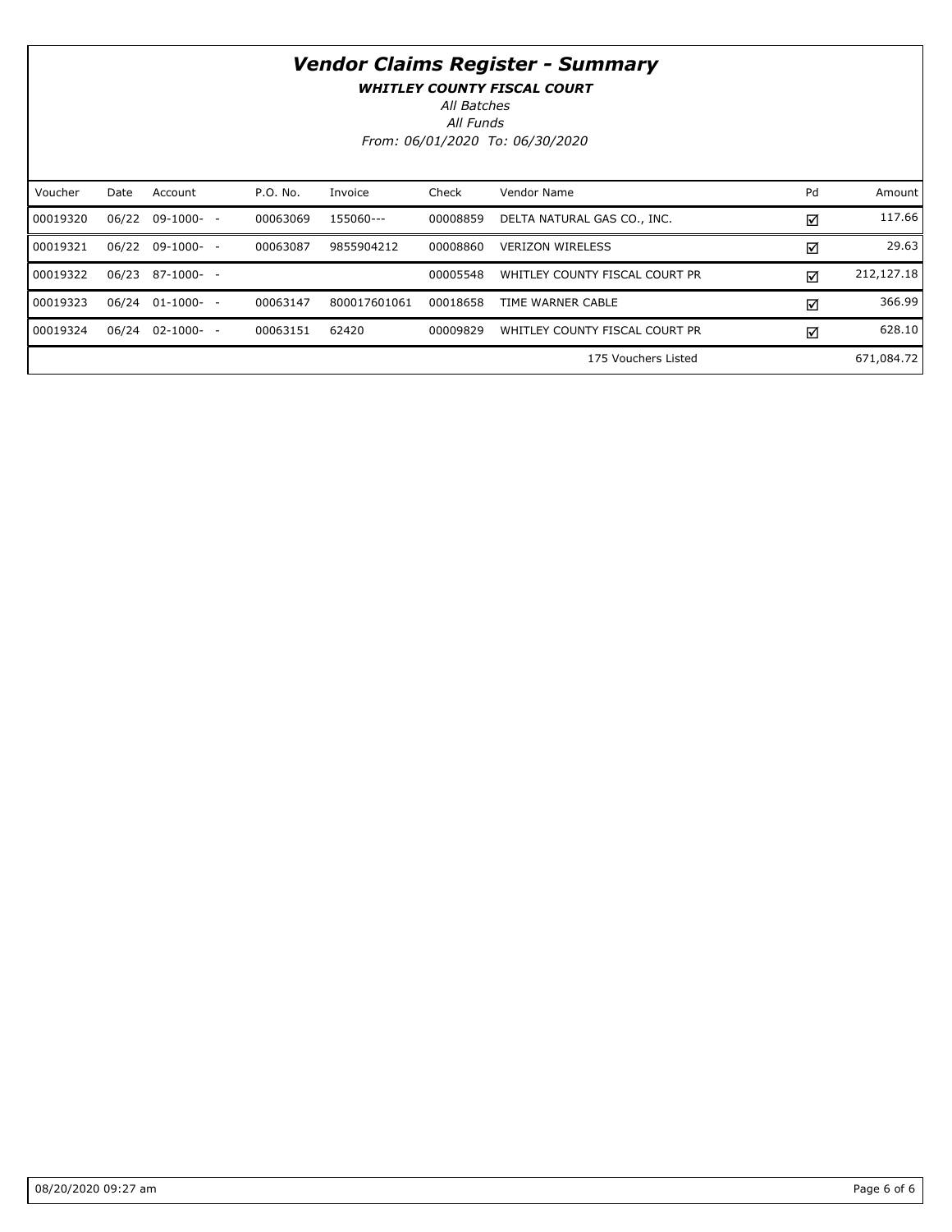# Vendor Claims Register - Summary

***WHITLEY COUNTY FISCAL COURT***

*All Batches*

*All Funds*

*From: 06/01/2020 To: 06/30/2020*

| Voucher | Date | Account | P.O. No. | Invoice | Check | Vendor Name | Pd | Amount |
|---|---|---|---|---|---|---|---|---|
| 00019320 | 06/22 | 09-1000- - | 00063069 | 155060--- | 00008859 | DELTA NATURAL GAS CO., INC. | ☑ | 117.66 |
| 00019321 | 06/22 | 09-1000- - | 00063087 | 9855904212 | 00008860 | VERIZON WIRELESS | ☑ | 29.63 |
| 00019322 | 06/23 | 87-1000- - | | | 00005548 | WHITLEY COUNTY FISCAL COURT PR | ☑ | 212,127.18 |
| 00019323 | 06/24 | 01-1000- - | 00063147 | 800017601061 | 00018658 | TIME WARNER CABLE | ☑ | 366.99 |
| 00019324 | 06/24 | 02-1000- - | 00063151 | 62420 | 00009829 | WHITLEY COUNTY FISCAL COURT PR | ☑ | 628.10 |
| | | | | | | 175 Vouchers Listed | | 671,084.72 |

08/20/2020 09:27 am